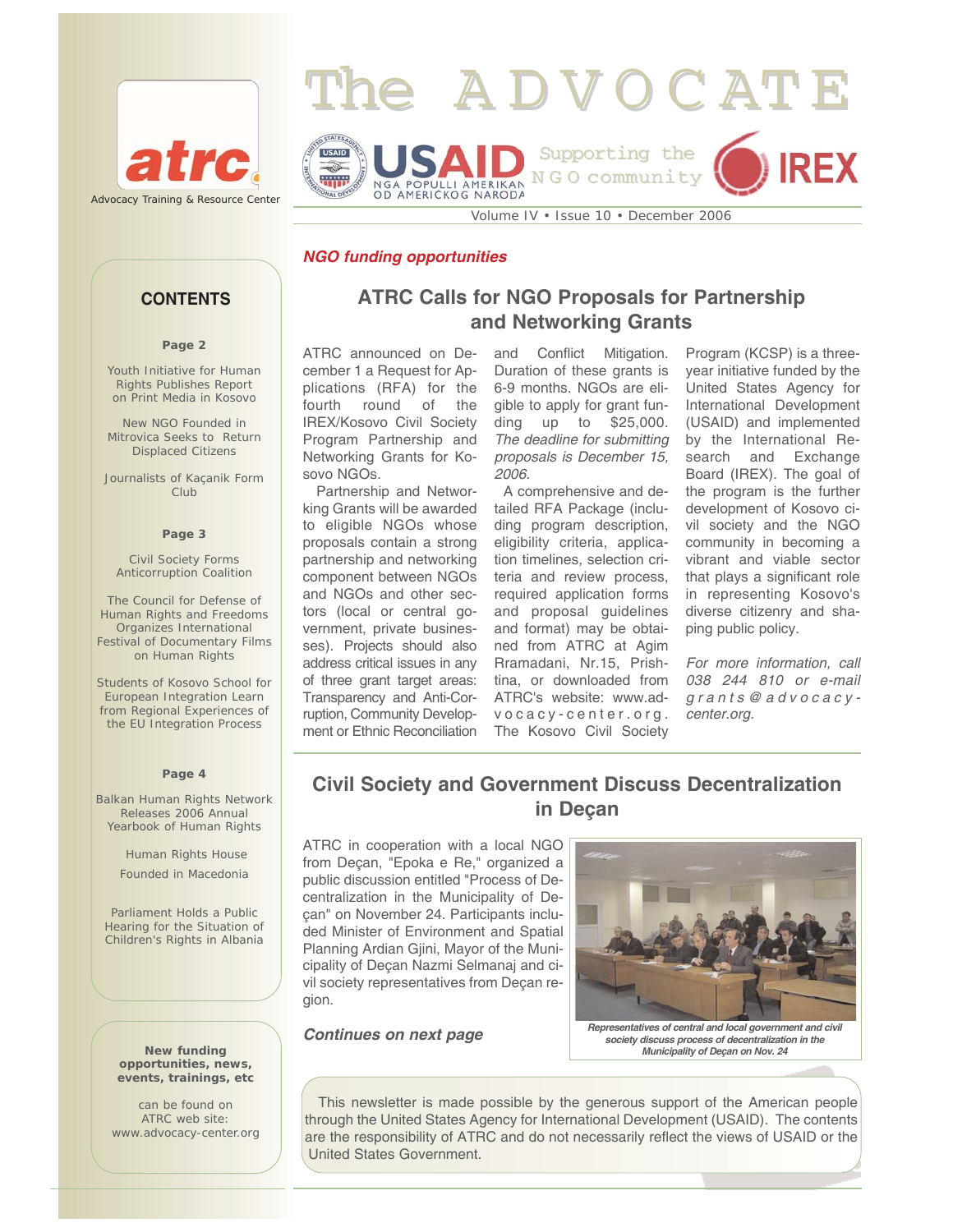# The ADVOCATE

atrc
Advocacy Training & Resource Center

USAID NGA POPULLI AMERIKAN OD AMERIČKOG NARODA

Supporting the NGO community

IREX

Volume IV • Issue 10 • December 2006

## CONTENTS

**Page 2**

Youth Initiative for Human Rights Publishes Report on Print Media in Kosovo

New NGO Founded in Mitrovica Seeks to Return Displaced Citizens

Journalists of Kaçanik Form Club

**Page 3**

Civil Society Forms Anticorruption Coalition

The Council for Defense of Human Rights and Freedoms Organizes International Festival of Documentary Films on Human Rights

Students of Kosovo School for European Integration Learn from Regional Experiences of the EU Integration Process

**Page 4**

Balkan Human Rights Network Releases 2006 Annual Yearbook of Human Rights

Human Rights House Founded in Macedonia

Parliament Holds a Public Hearing for the Situation of Children's Rights in Albania

**New funding opportunities, news, events, trainings, etc**

can be found on ATRC web site: www.advocacy-center.org

***NGO funding opportunities***

## ATRC Calls for NGO Proposals for Partnership and Networking Grants

ATRC announced on December 1 a Request for Applications (RFA) for the fourth round of the IREX/Kosovo Civil Society Program Partnership and Networking Grants for Kosovo NGOs.

Partnership and Networking Grants will be awarded to eligible NGOs whose proposals contain a strong partnership and networking component between NGOs and NGOs and other sectors (local or central government, private businesses). Projects should also address critical issues in any of three grant target areas: Transparency and Anti-Corruption, Community Development or Ethnic Reconciliation and Conflict Mitigation. Duration of these grants is 6-9 months. NGOs are eligible to apply for grant funding up to $25,000. *The deadline for submitting proposals is December 15, 2006.*

A comprehensive and detailed RFA Package (including program description, eligibility criteria, application timelines, selection criteria and review process, required application forms and proposal guidelines and format) may be obtained from ATRC at Agim Rramadani, Nr.15, Prishtina, or downloaded from ATRC's website: www.advocacy-center.org. The Kosovo Civil Society Program (KCSP) is a three-year initiative funded by the United States Agency for International Development (USAID) and implemented by the International Research and Exchange Board (IREX). The goal of the program is the further development of Kosovo civil society and the NGO community in becoming a vibrant and viable sector that plays a significant role in representing Kosovo's diverse citizenry and shaping public policy.

*For more information, call 038 244 810 or e-mail grants@advocacy-center.org.*

## Civil Society and Government Discuss Decentralization in Deçan

ATRC in cooperation with a local NGO from Deçan, "Epoka e Re," organized a public discussion entitled "Process of Decentralization in the Municipality of Deçan" on November 24. Participants included Minister of Environment and Spatial Planning Ardian Gjini, Mayor of the Municipality of Deçan Nazmi Selmanaj and civil society representatives from Deçan region.

***Continues on next page***

*Representatives of central and local government and civil society discuss process of decentralization in the Municipality of Deçan on Nov. 24*

This newsletter is made possible by the generous support of the American people through the United States Agency for International Development (USAID). The contents are the responsibility of ATRC and do not necessarily reflect the views of USAID or the United States Government.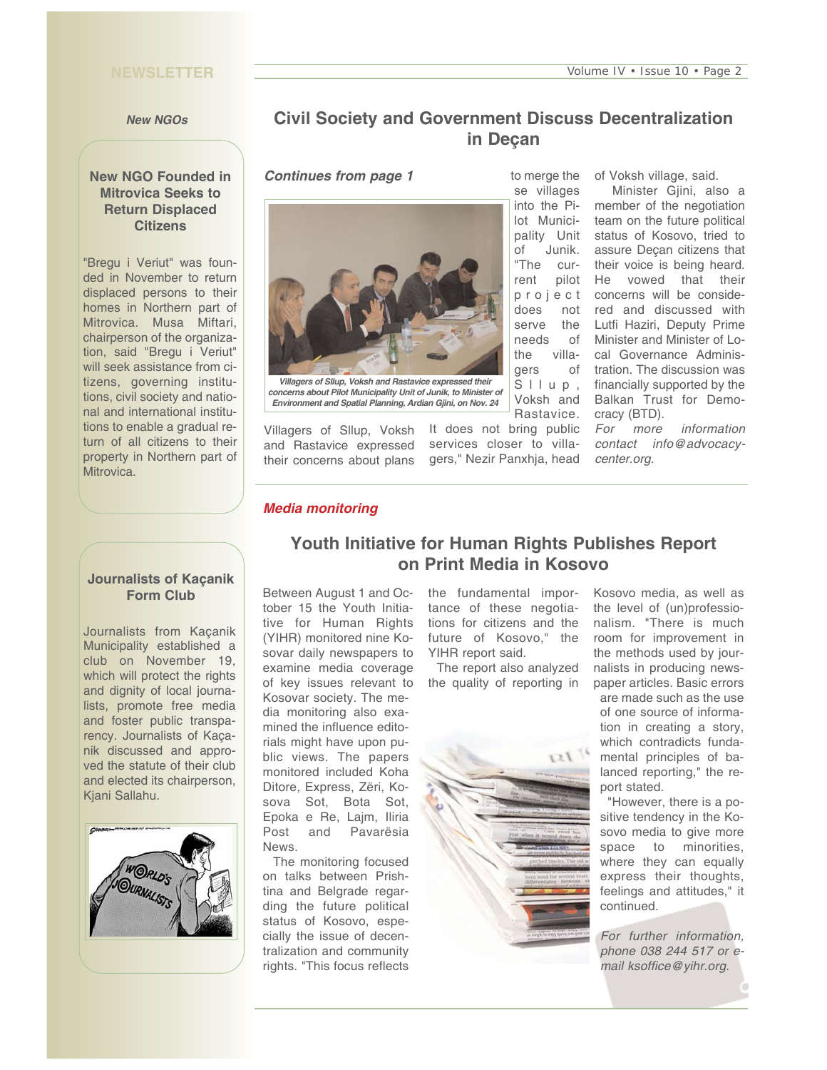## Civil Society and Government Discuss Decentralization in Deçan

*Continues from page 1*

*Villagers of Sllup, Voksh and Rastavice expressed their concerns about Pilot Municipality Unit of Junik, to Minister of Environment and Spatial Planning, Ardian Gjini, on Nov. 24*

Villagers of Sllup, Voksh and Rastavice expressed their concerns about plans to merge these villages into the Pilot Municipality Unit of Junik. "The current pilot project does not serve the needs of the villagers of Sllup, Voksh and Rastavice. It does not bring public services closer to villagers," Nezir Panxhja, head of Voksh village, said.

Minister Gjini, also a member of the negotiation team on the future political status of Kosovo, tried to assure Deçan citizens that their voice is being heard. He vowed that their concerns will be considered and discussed with Lutfi Haziri, Deputy Prime Minister and Minister of Local Governance Administration. The discussion was financially supported by the Balkan Trust for Democracy (BTD).

*For more information contact info@advocacy-center.org.*

*Media monitoring*

## Youth Initiative for Human Rights Publishes Report on Print Media in Kosovo

Between August 1 and October 15 the Youth Initiative for Human Rights (YIHR) monitored nine Kosovar daily newspapers to examine media coverage of key issues relevant to Kosovar society. The media monitoring also examined the influence editorials might have upon public views. The papers monitored included Koha Ditore, Express, Zëri, Kosova Sot, Bota Sot, Epoka e Re, Lajm, Iliria Post and Pavarësia News.

The monitoring focused on talks between Prishtina and Belgrade regarding the future political status of Kosovo, especially the issue of decentralization and community rights. "This focus reflects the fundamental importance of these negotiations for citizens and the future of Kosovo," the YIHR report said.

The report also analyzed the quality of reporting in Kosovo media, as well as the level of (un)professionalism. "There is much room for improvement in the methods used by journalists in producing newspaper articles. Basic errors are made such as the use of one source of information in creating a story, which contradicts fundamental principles of balanced reporting," the report stated.

"However, there is a positive tendency in the Kosovo media to give more space to minorities, where they can equally express their thoughts, feelings and attitudes," it continued.

*For further information, phone 038 244 517 or e-mail ksoffice@yihr.org.*

*New NGOs*

### New NGO Founded in Mitrovica Seeks to Return Displaced Citizens

"Bregu i Veriut" was founded in November to return displaced persons to their homes in Northern part of Mitrovica. Musa Miftari, chairperson of the organization, said "Bregu i Veriut" will seek assistance from citizens, governing institutions, civil society and national and international institutions to enable a gradual return of all citizens to their property in Northern part of Mitrovica.

### Journalists of Kaçanik Form Club

Journalists from Kaçanik Municipality established a club on November 19, which will protect the rights and dignity of local journalists, promote free media and foster public transparency. Journalists of Kaçanik discussed and approved the statute of their club and elected its chairperson, Kjani Sallahu.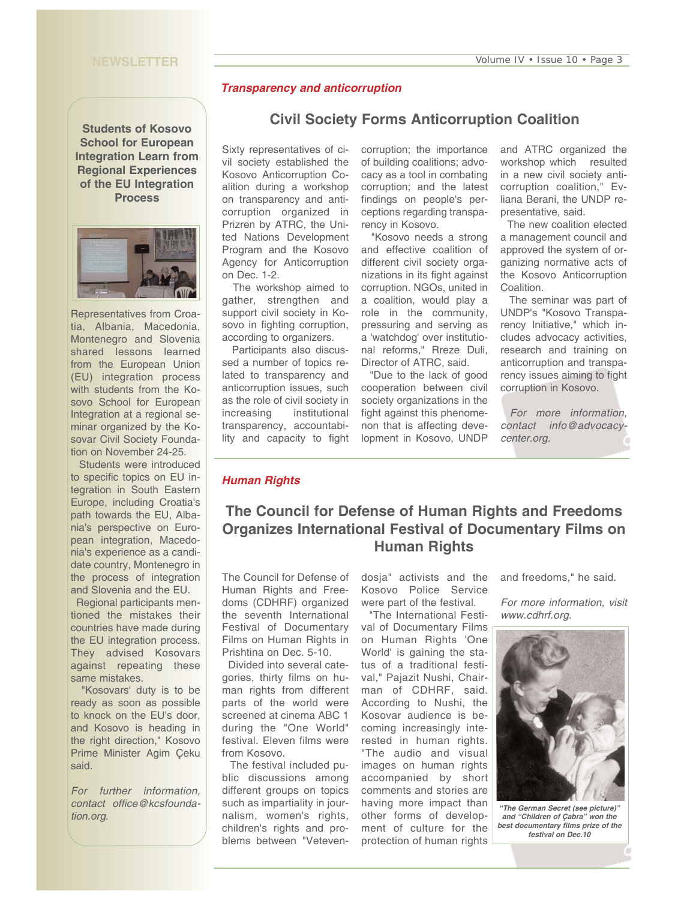*Transparency and anticorruption*

## Civil Society Forms Anticorruption Coalition

Sixty representatives of civil society established the Kosovo Anticorruption Coalition during a workshop on transparency and anticorruption organized in Prizren by ATRC, the United Nations Development Program and the Kosovo Agency for Anticorruption on Dec. 1-2.

The workshop aimed to gather, strengthen and support civil society in Kosovo in fighting corruption, according to organizers.

Participants also discussed a number of topics related to transparency and anticorruption issues, such as the role of civil society in increasing institutional transparency, accountability and capacity to fight corruption; the importance of building coalitions; advocacy as a tool in combating corruption; and the latest findings on people's perceptions regarding transparency in Kosovo.

"Kosovo needs a strong and effective coalition of different civil society organizations in its fight against corruption. NGOs, united in a coalition, would play a role in the community, pressuring and serving as a 'watchdog' over institutional reforms," Rreze Duli, Director of ATRC, said.

"Due to the lack of good cooperation between civil society organizations in the fight against this phenomenon that is affecting development in Kosovo, UNDP and ATRC organized the workshop which resulted in a new civil society anticorruption coalition," Evliana Berani, the UNDP representative, said.

The new coalition elected a management council and approved the system of organizing normative acts of the Kosovo Anticorruption Coalition.

The seminar was part of UNDP's "Kosovo Transparency Initiative," which includes advocacy activities, research and training on anticorruption and transparency issues aiming to fight corruption in Kosovo.

*For more information, contact info@advocacy-center.org.*

*Human Rights*

## The Council for Defense of Human Rights and Freedoms Organizes International Festival of Documentary Films on Human Rights

The Council for Defense of Human Rights and Freedoms (CDHRF) organized the seventh International Festival of Documentary Films on Human Rights in Prishtina on Dec. 5-10.

Divided into several categories, thirty films on human rights from different parts of the world were screened at cinema ABC 1 during the "One World" festival. Eleven films were from Kosovo.

The festival included public discussions among different groups on topics such as impartiality in journalism, women's rights, children's rights and problems between "Vetevendosja" activists and the Kosovo Police Service were part of the festival.

"The International Festival of Documentary Films on Human Rights 'One World' is gaining the status of a traditional festival," Pajazit Nushi, Chairman of CDHRF, said. According to Nushi, the Kosovar audience is becoming increasingly interested in human rights. "The audio and visual images on human rights accompanied by short comments and stories are having more impact than other forms of development of culture for the protection of human rights and freedoms," he said.

*For more information, visit www.cdhrf.org.*

*"The German Secret (see picture)" and "Children of Çabra" won the best documentary films prize of the festival on Dec.10*

### Students of Kosovo School for European Integration Learn from Regional Experiences of the EU Integration Process

Representatives from Croatia, Albania, Macedonia, Montenegro and Slovenia shared lessons learned from the European Union (EU) integration process with students from the Kosovo School for European Integration at a regional seminar organized by the Kosovar Civil Society Foundation on November 24-25.

Students were introduced to specific topics on EU integration in South Eastern Europe, including Croatia's path towards the EU, Albania's perspective on European integration, Macedonia's experience as a candidate country, Montenegro in the process of integration and Slovenia and the EU.

Regional participants mentioned the mistakes their countries have made during the EU integration process. They advised Kosovars against repeating these same mistakes.

"Kosovars' duty is to be ready as soon as possible to knock on the EU's door, and Kosovo is heading in the right direction," Kosovo Prime Minister Agim Çeku said.

*For further information, contact office@kcsfoundation.org.*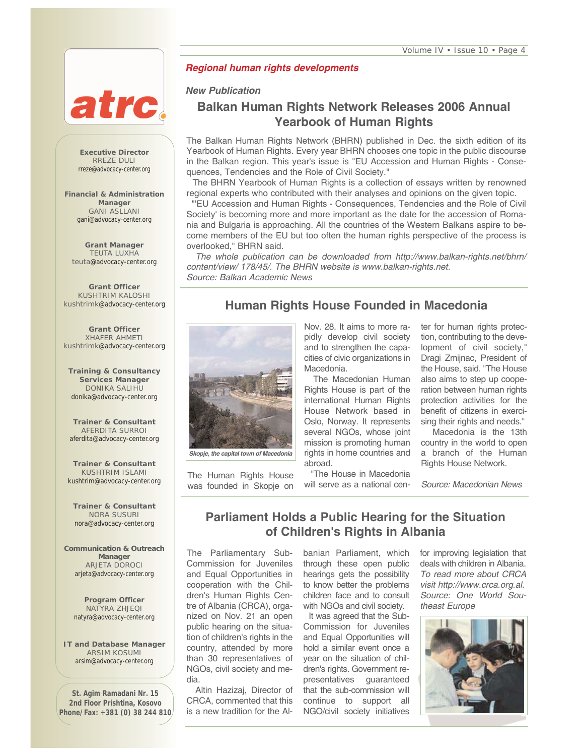atrc

**Executive Director**
RREZE DULI
rreze@advocacy-center.org

**Financial & Administration Manager**
GANI ASLLANI
gani@advocacy-center.org

**Grant Manager**
TEUTA LUXHA
teuta@advocacy-center.org

**Grant Officer**
KUSHTRIM KALOSHI
kushtrimk@advocacy-center.org

**Grant Officer**
XHAFER AHMETI
kushtrimk@advocacy-center.org

**Training & Consultancy Services Manager**
DONIKA SALIHU
donika@advocacy-center.org

**Trainer & Consultant**
AFERDITA SURROI
aferdita@advocacy-center.org

**Trainer & Consultant**
KUSHTRIM ISLAMI
kushtrim@advocacy-center.org

**Trainer & Consultant**
NORA SUSURI
nora@advocacy-center.org

**Communication & Outreach Manager**
ARJETA DOROCI
arjeta@advocacy-center.org

**Program Officer**
NATYRA ZHJEQI
natyra@advocacy-center.org

**IT and Database Manager**
ARSIM KOSUMI
arsim@advocacy-center.org

**St. Agim Ramadani Nr. 15**
**2nd Floor Prishtina, Kosovo**
**Phone/Fax: +381 (0) 38 244 810**

***Regional human rights developments***

***New Publication***

## Balkan Human Rights Network Releases 2006 Annual Yearbook of Human Rights

The Balkan Human Rights Network (BHRN) published in Dec. the sixth edition of its Yearbook of Human Rights. Every year BHRN chooses one topic in the public discourse in the Balkan region. This year's issue is "EU Accession and Human Rights - Consequences, Tendencies and the Role of Civil Society."

The BHRN Yearbook of Human Rights is a collection of essays written by renowned regional experts who contributed with their analyses and opinions on the given topic.

"'EU Accession and Human Rights - Consequences, Tendencies and the Role of Civil Society' is becoming more and more important as the date for the accession of Romania and Bulgaria is approaching. All the countries of the Western Balkans aspire to become members of the EU but too often the human rights perspective of the process is overlooked," BHRN said.

*The whole publication can be downloaded from http://www.balkan-rights.net/bhrn/content/view/178/45/. The BHRN website is www.balkan-rights.net.*
*Source: Balkan Academic News*

## Human Rights House Founded in Macedonia

*Skopje, the capital town of Macedonia*

The Human Rights House was founded in Skopje on Nov. 28. It aims to more rapidly develop civil society and to strengthen the capacities of civic organizations in Macedonia.

The Macedonian Human Rights House is part of the international Human Rights House Network based in Oslo, Norway. It represents several NGOs, whose joint mission is promoting human rights in home countries and abroad.

"The House in Macedonia will serve as a national center for human rights protection, contributing to the development of civil society," Dragi Zmijnac, President of the House, said. "The House also aims to step up cooperation between human rights protection activities for the benefit of citizens in exercising their rights and needs."

Macedonia is the 13th country in the world to open a branch of the Human Rights House Network.

*Source: Macedonian News*

## Parliament Holds a Public Hearing for the Situation of Children's Rights in Albania

The Parliamentary Sub-Commission for Juveniles and Equal Opportunities in cooperation with the Children's Human Rights Centre of Albania (CRCA), organized on Nov. 21 an open public hearing on the situation of children's rights in the country, attended by more than 30 representatives of NGOs, civil society and media.

Altin Hazizaj, Director of CRCA, commented that this is a new tradition for the Albanian Parliament, which through these open public hearings gets the possibility to know better the problems children face and to consult with NGOs and civil society.

It was agreed that the Sub-Commission for Juveniles and Equal Opportunities will hold a similar event once a year on the situation of children's rights. Government representatives guaranteed that the sub-commission will continue to support all NGO/civil society initiatives for improving legislation that deals with children in Albania.

*To read more about CRCA visit http://www.crca.org.al.*
*Source: One World Southeast Europe*